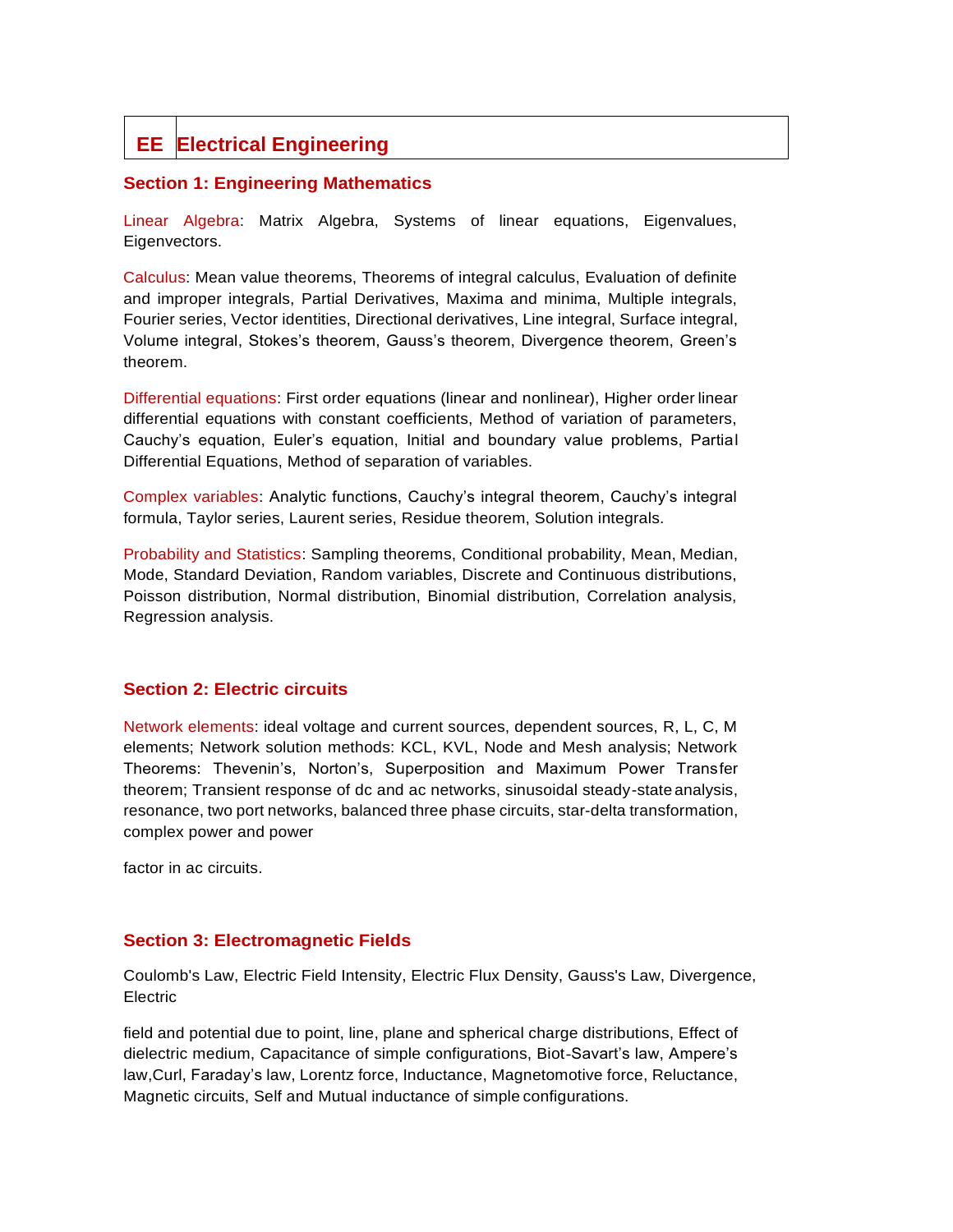| EE | Electrical Engineering |
|---|---|

## Section 1: Engineering Mathematics

Linear Algebra: Matrix Algebra, Systems of linear equations, Eigenvalues, Eigenvectors.

Calculus: Mean value theorems, Theorems of integral calculus, Evaluation of definite and improper integrals, Partial Derivatives, Maxima and minima, Multiple integrals, Fourier series, Vector identities, Directional derivatives, Line integral, Surface integral, Volume integral, Stokes's theorem, Gauss's theorem, Divergence theorem, Green's theorem.

Differential equations: First order equations (linear and nonlinear), Higher order linear differential equations with constant coefficients, Method of variation of parameters, Cauchy's equation, Euler's equation, Initial and boundary value problems, Partial Differential Equations, Method of separation of variables.

Complex variables: Analytic functions, Cauchy's integral theorem, Cauchy's integral formula, Taylor series, Laurent series, Residue theorem, Solution integrals.

Probability and Statistics: Sampling theorems, Conditional probability, Mean, Median, Mode, Standard Deviation, Random variables, Discrete and Continuous distributions, Poisson distribution, Normal distribution, Binomial distribution, Correlation analysis, Regression analysis.

## Section 2: Electric circuits

Network elements: ideal voltage and current sources, dependent sources, R, L, C, M elements; Network solution methods: KCL, KVL, Node and Mesh analysis; Network Theorems: Thevenin's, Norton's, Superposition and Maximum Power Transfer theorem; Transient response of dc and ac networks, sinusoidal steady-state analysis, resonance, two port networks, balanced three phase circuits, star-delta transformation, complex power and power

factor in ac circuits.

## Section 3: Electromagnetic Fields

Coulomb's Law, Electric Field Intensity, Electric Flux Density, Gauss's Law, Divergence, Electric

field and potential due to point, line, plane and spherical charge distributions, Effect of dielectric medium, Capacitance of simple configurations, Biot-Savart's law, Ampere's law,Curl, Faraday's law, Lorentz force, Inductance, Magnetomotive force, Reluctance, Magnetic circuits, Self and Mutual inductance of simple configurations.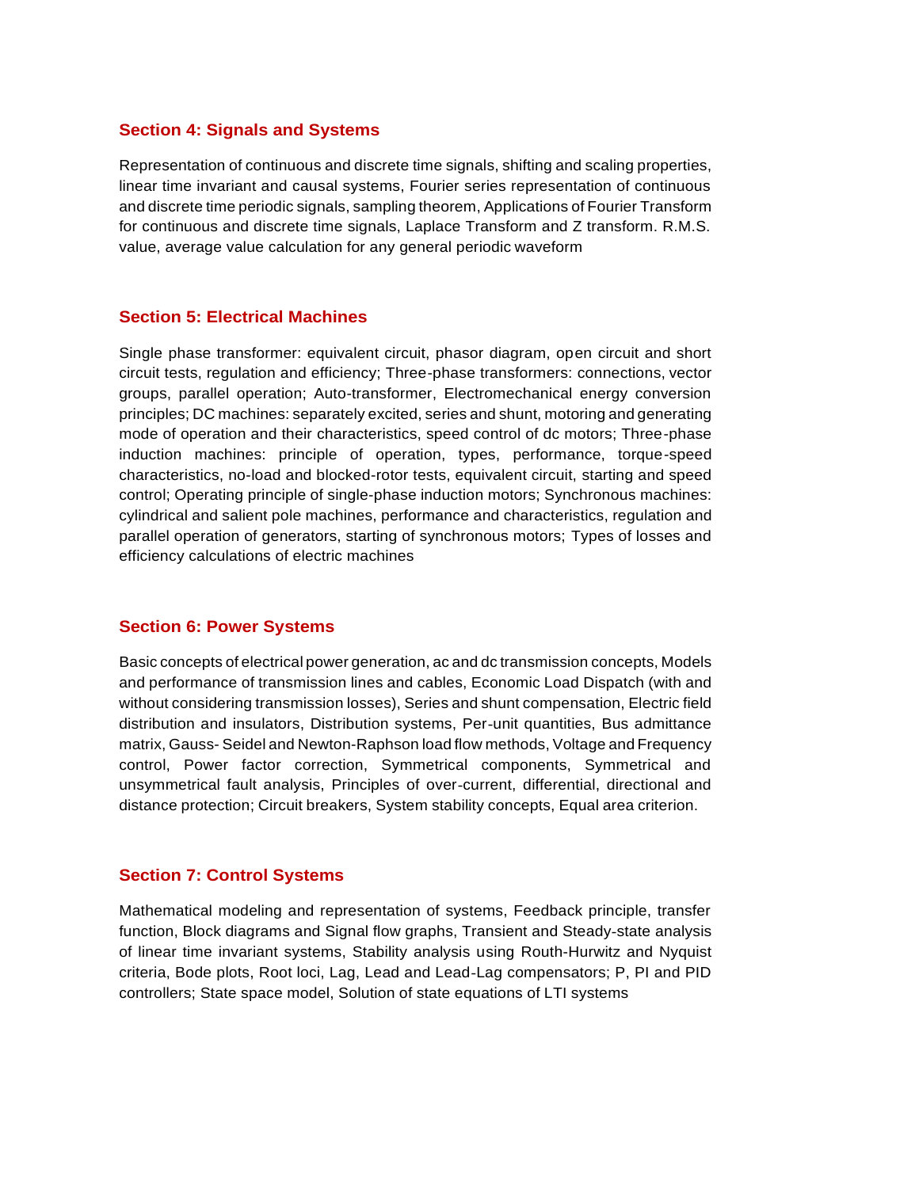## Section 4: Signals and Systems

Representation of continuous and discrete time signals, shifting and scaling properties, linear time invariant and causal systems, Fourier series representation of continuous and discrete time periodic signals, sampling theorem, Applications of Fourier Transform for continuous and discrete time signals, Laplace Transform and Z transform. R.M.S. value, average value calculation for any general periodic waveform

## Section 5: Electrical Machines

Single phase transformer: equivalent circuit, phasor diagram, open circuit and short circuit tests, regulation and efficiency; Three-phase transformers: connections, vector groups, parallel operation; Auto-transformer, Electromechanical energy conversion principles; DC machines: separately excited, series and shunt, motoring and generating mode of operation and their characteristics, speed control of dc motors; Three-phase induction machines: principle of operation, types, performance, torque-speed characteristics, no-load and blocked-rotor tests, equivalent circuit, starting and speed control; Operating principle of single-phase induction motors; Synchronous machines: cylindrical and salient pole machines, performance and characteristics, regulation and parallel operation of generators, starting of synchronous motors; Types of losses and efficiency calculations of electric machines

## Section 6: Power Systems

Basic concepts of electrical power generation, ac and dc transmission concepts, Models and performance of transmission lines and cables, Economic Load Dispatch (with and without considering transmission losses), Series and shunt compensation, Electric field distribution and insulators, Distribution systems, Per-unit quantities, Bus admittance matrix, Gauss- Seidel and Newton-Raphson load flow methods, Voltage and Frequency control, Power factor correction, Symmetrical components, Symmetrical and unsymmetrical fault analysis, Principles of over-current, differential, directional and distance protection; Circuit breakers, System stability concepts, Equal area criterion.

## Section 7: Control Systems

Mathematical modeling and representation of systems, Feedback principle, transfer function, Block diagrams and Signal flow graphs, Transient and Steady-state analysis of linear time invariant systems, Stability analysis using Routh-Hurwitz and Nyquist criteria, Bode plots, Root loci, Lag, Lead and Lead-Lag compensators; P, PI and PID controllers; State space model, Solution of state equations of LTI systems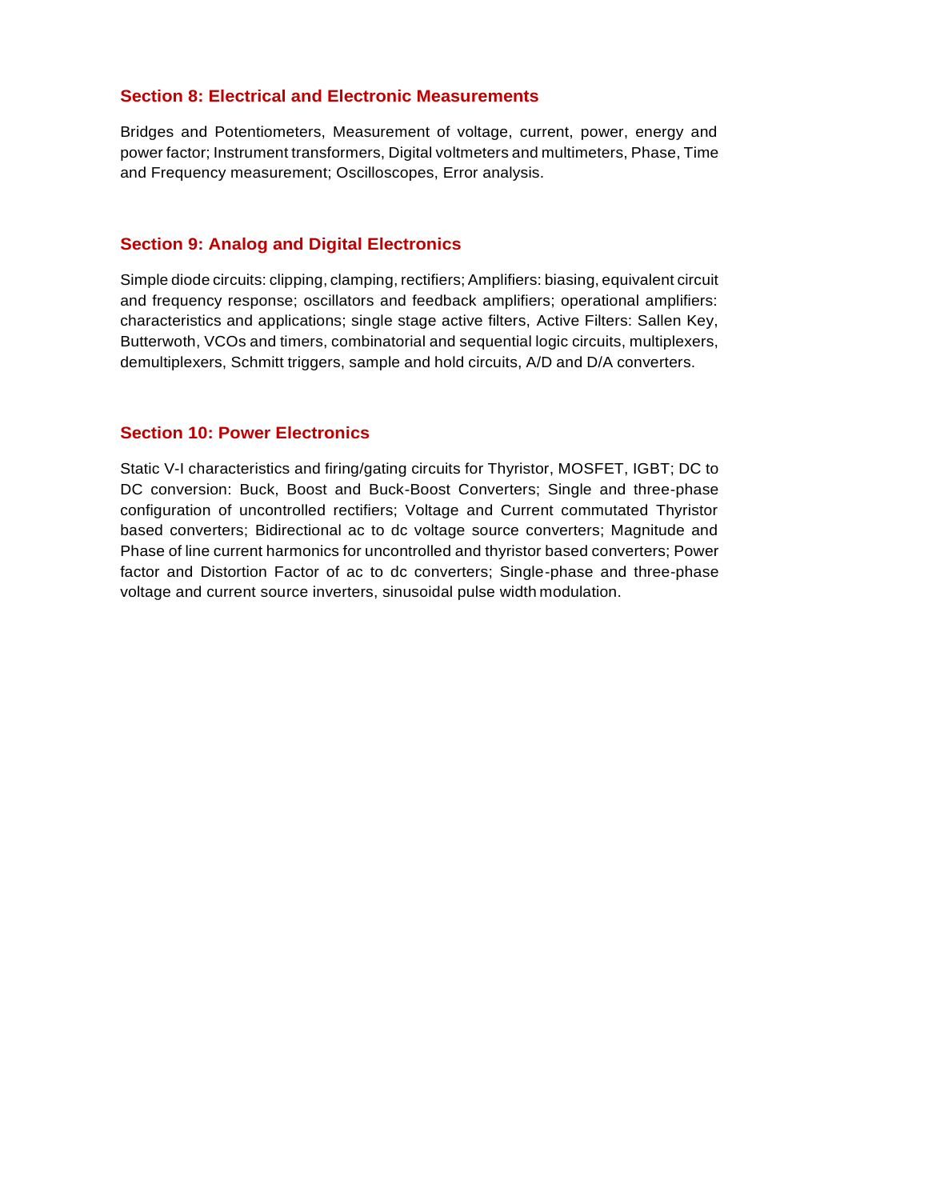## Section 8: Electrical and Electronic Measurements

Bridges and Potentiometers, Measurement of voltage, current, power, energy and power factor; Instrument transformers, Digital voltmeters and multimeters, Phase, Time and Frequency measurement; Oscilloscopes, Error analysis.

## Section 9: Analog and Digital Electronics

Simple diode circuits: clipping, clamping, rectifiers; Amplifiers: biasing, equivalent circuit and frequency response; oscillators and feedback amplifiers; operational amplifiers: characteristics and applications; single stage active filters, Active Filters: Sallen Key, Butterwoth, VCOs and timers, combinatorial and sequential logic circuits, multiplexers, demultiplexers, Schmitt triggers, sample and hold circuits, A/D and D/A converters.

## Section 10: Power Electronics

Static V-I characteristics and firing/gating circuits for Thyristor, MOSFET, IGBT; DC to DC conversion: Buck, Boost and Buck-Boost Converters; Single and three-phase configuration of uncontrolled rectifiers; Voltage and Current commutated Thyristor based converters; Bidirectional ac to dc voltage source converters; Magnitude and Phase of line current harmonics for uncontrolled and thyristor based converters; Power factor and Distortion Factor of ac to dc converters; Single-phase and three-phase voltage and current source inverters, sinusoidal pulse width modulation.